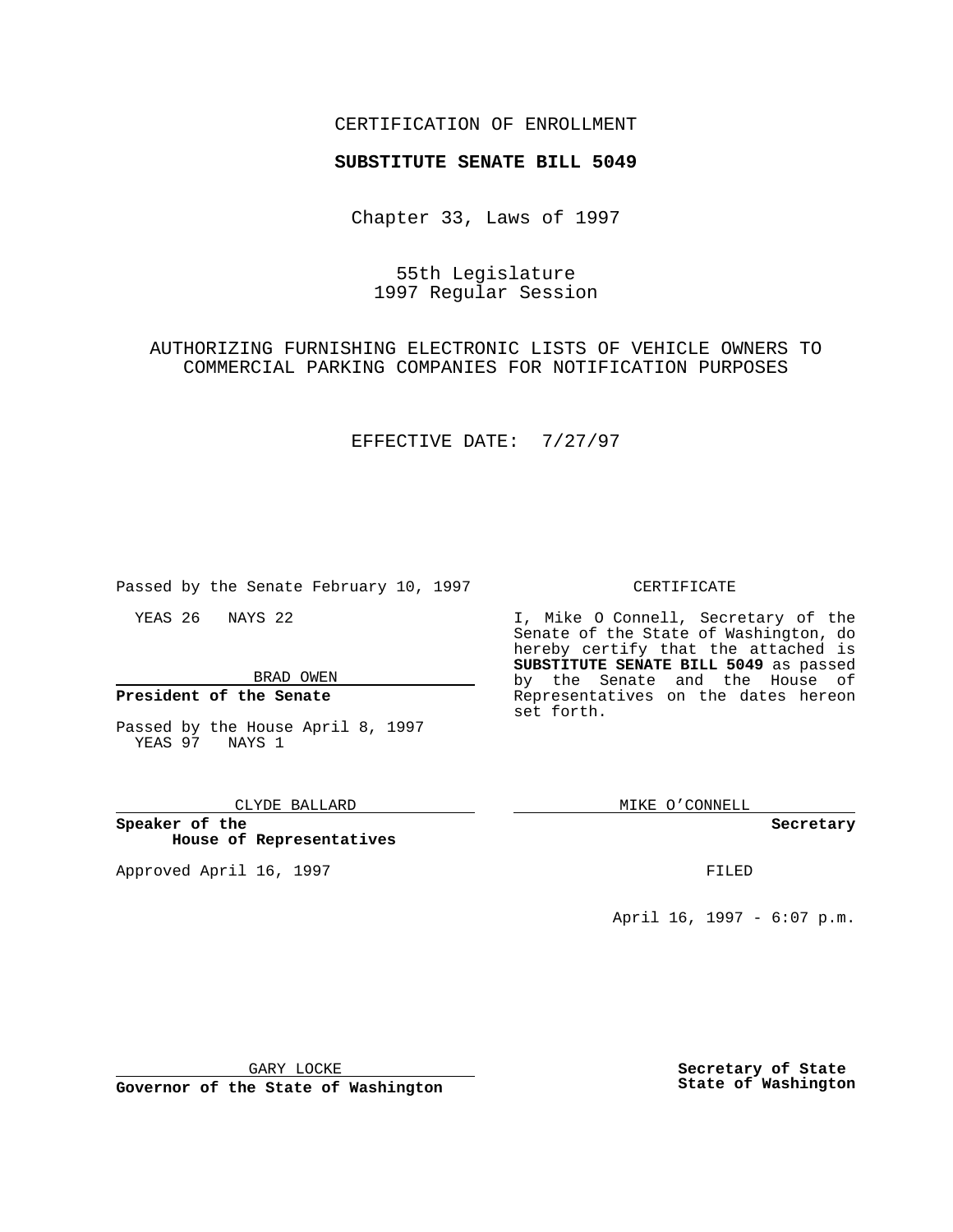CERTIFICATION OF ENROLLMENT

**SUBSTITUTE SENATE BILL 5049**

Chapter 33, Laws of 1997

55th Legislature
1997 Regular Session

AUTHORIZING FURNISHING ELECTRONIC LISTS OF VEHICLE OWNERS TO COMMERCIAL PARKING COMPANIES FOR NOTIFICATION PURPOSES

EFFECTIVE DATE: 7/27/97

Passed by the Senate February 10, 1997

YEAS 26 NAYS 22

BRAD OWEN

**President of the Senate**

Passed by the House April 8, 1997
YEAS 97 NAYS 1

CLYDE BALLARD

**Speaker of the House of Representatives**

Approved April 16, 1997

GARY LOCKE

**Governor of the State of Washington**

CERTIFICATE

I, Mike O Connell, Secretary of the Senate of the State of Washington, do hereby certify that the attached is **SUBSTITUTE SENATE BILL 5049** as passed by the Senate and the House of Representatives on the dates hereon set forth.

MIKE O'CONNELL

**Secretary**

FILED

April 16, 1997 - 6:07 p.m.

**Secretary of State**
**State of Washington**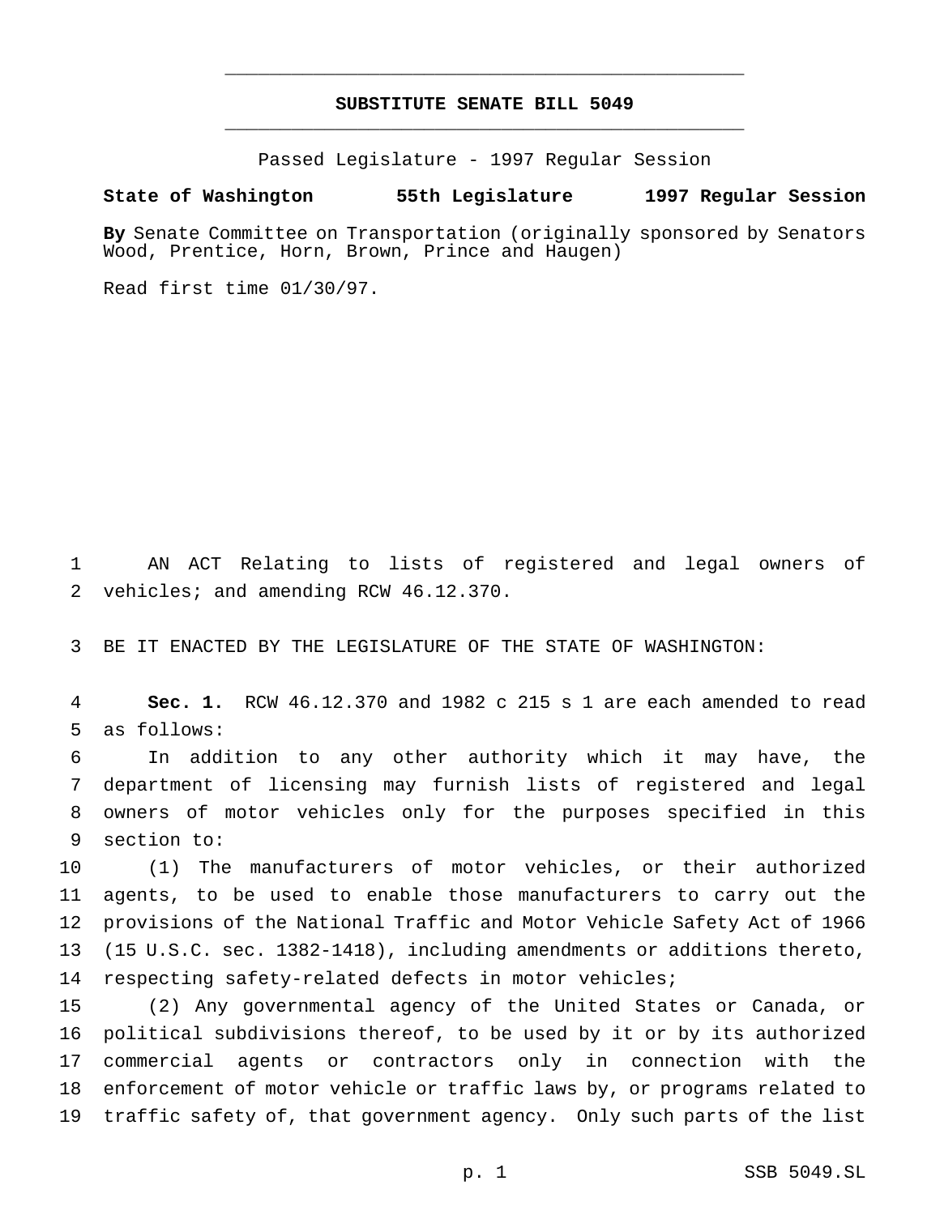# SUBSTITUTE SENATE BILL 5049

Passed Legislature - 1997 Regular Session

**State of Washington 55th Legislature 1997 Regular Session**

**By** Senate Committee on Transportation (originally sponsored by Senators Wood, Prentice, Horn, Brown, Prince and Haugen)

Read first time 01/30/97.

AN ACT Relating to lists of registered and legal owners of vehicles; and amending RCW 46.12.370.

BE IT ENACTED BY THE LEGISLATURE OF THE STATE OF WASHINGTON:

**Sec. 1.** RCW 46.12.370 and 1982 c 215 s 1 are each amended to read as follows:

In addition to any other authority which it may have, the department of licensing may furnish lists of registered and legal owners of motor vehicles only for the purposes specified in this section to:

(1) The manufacturers of motor vehicles, or their authorized agents, to be used to enable those manufacturers to carry out the provisions of the National Traffic and Motor Vehicle Safety Act of 1966 (15 U.S.C. sec. 1382-1418), including amendments or additions thereto, respecting safety-related defects in motor vehicles;

(2) Any governmental agency of the United States or Canada, or political subdivisions thereof, to be used by it or by its authorized commercial agents or contractors only in connection with the enforcement of motor vehicle or traffic laws by, or programs related to traffic safety of, that government agency. Only such parts of the list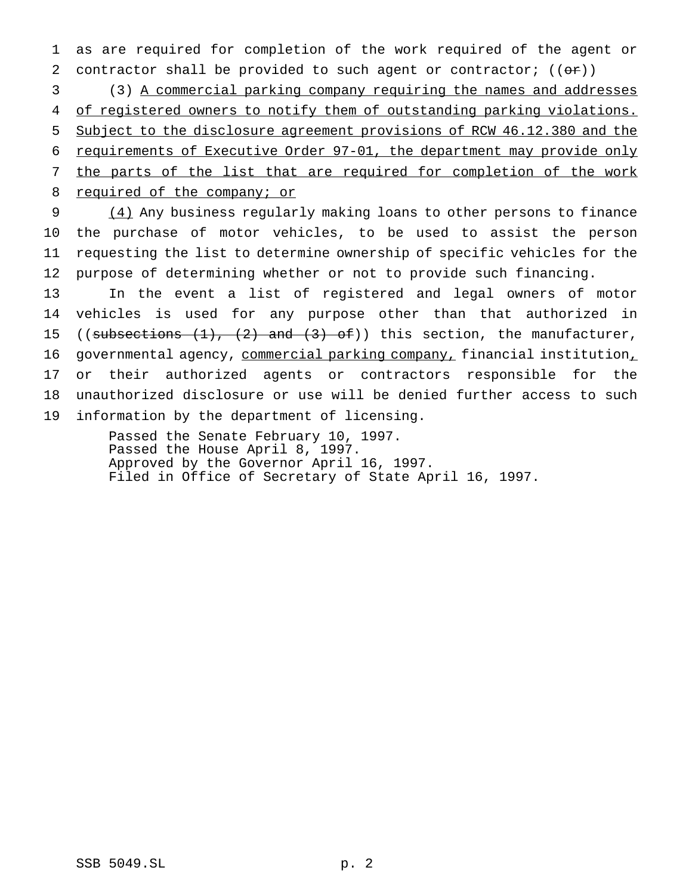as are required for completion of the work required of the agent or contractor shall be provided to such agent or contractor; ((~~or~~))

(3) <u>A commercial parking company requiring the names and addresses of registered owners to notify them of outstanding parking violations. Subject to the disclosure agreement provisions of RCW 46.12.380 and the requirements of Executive Order 97-01, the department may provide only the parts of the list that are required for completion of the work required of the company; or</u>

<u>(4)</u> Any business regularly making loans to other persons to finance the purchase of motor vehicles, to be used to assist the person requesting the list to determine ownership of specific vehicles for the purpose of determining whether or not to provide such financing.

In the event a list of registered and legal owners of motor vehicles is used for any purpose other than that authorized in ((~~subsections (1), (2) and (3) of~~)) this section, the manufacturer, governmental agency, <u>commercial parking company,</u> financial institution<u>,</u> or their authorized agents or contractors responsible for the unauthorized disclosure or use will be denied further access to such information by the department of licensing.

Passed the Senate February 10, 1997.
Passed the House April 8, 1997.
Approved by the Governor April 16, 1997.
Filed in Office of Secretary of State April 16, 1997.